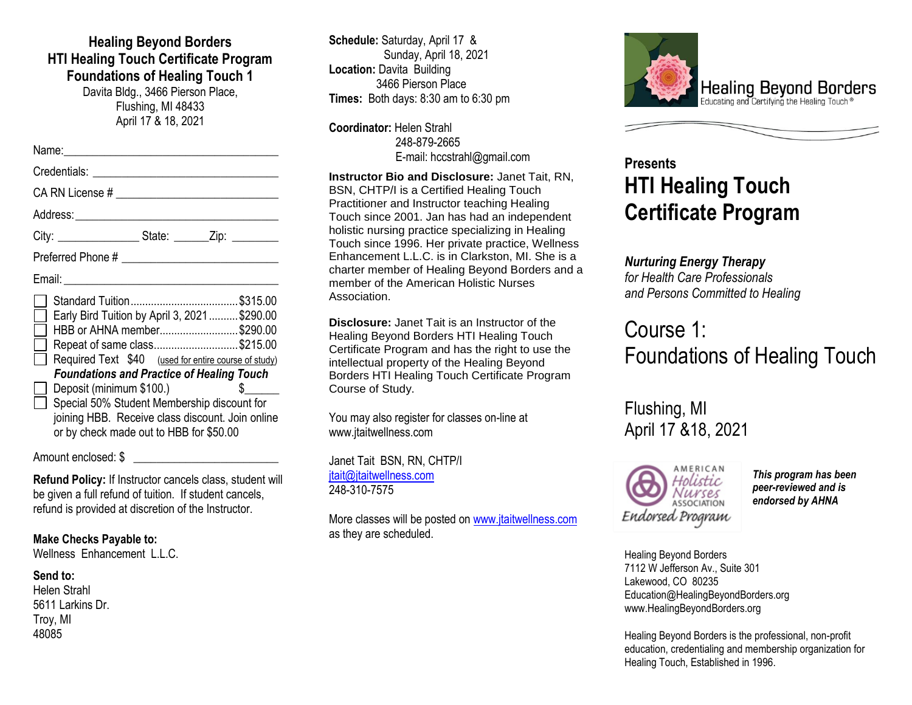# Healing Beyond Borders
## HTI Healing Touch Certificate Program
## Foundations of Healing Touch 1

Davita Bldg., 3466 Pierson Place,
Flushing, MI 48433
April 17 & 18, 2021

Name:___________________________________

Credentials: _____________________________

CA RN License # __________________________

Address:_________________________________

City: _____________ State: ______Zip: ________

Preferred Phone # _________________________

Email: ___________________________________

- ☐ Standard Tuition....................................$315.00
- ☐ Early Bird Tuition by April 3, 2021..........$290.00
- ☐ HBB or AHNA member...........................$290.00
- ☐ Repeat of same class.............................$215.00
- ☐ Required Text $40 (used for entire course of study)
  ***Foundations and Practice of Healing Touch***
- ☐ Deposit (minimum $100.) $______
- ☐ Special 50% Student Membership discount for joining HBB. Receive class discount. Join online or by check made out to HBB for $50.00

Amount enclosed: $ ________________________

**Refund Policy:** If Instructor cancels class, student will be given a full refund of tuition. If student cancels, refund is provided at discretion of the Instructor.

**Make Checks Payable to:**
Wellness Enhancement L.L.C.

**Send to:**
Helen Strahl
5611 Larkins Dr.
Troy, MI
48085

**Schedule:** Saturday, April 17 &
Sunday, April 18, 2021
**Location:** Davita Building
3466 Pierson Place
**Times:** Both days: 8:30 am to 6:30 pm

**Coordinator:** Helen Strahl
248-879-2665
E-mail: hccstrahl@gmail.com

**Instructor Bio and Disclosure:** Janet Tait, RN, BSN, CHTP/I is a Certified Healing Touch Practitioner and Instructor teaching Healing Touch since 2001. Jan has had an independent holistic nursing practice specializing in Healing Touch since 1996. Her private practice, Wellness Enhancement L.L.C. is in Clarkston, MI. She is a charter member of Healing Beyond Borders and a member of the American Holistic Nurses Association.

**Disclosure:** Janet Tait is an Instructor of the Healing Beyond Borders HTI Healing Touch Certificate Program and has the right to use the intellectual property of the Healing Beyond Borders HTI Healing Touch Certificate Program Course of Study.

You may also register for classes on-line at www.jtaitwellness.com

Janet Tait BSN, RN, CHTP/I
jtait@jtaitwellness.com
248-310-7575

More classes will be posted on www.jtaitwellness.com as they are scheduled.

Healing Beyond Borders
Educating and Certifying the Healing Touch®

**Presents**

# HTI Healing Touch Certificate Program

***Nurturing Energy Therapy***
*for Health Care Professionals*
*and Persons Committed to Healing*

## Course 1: Foundations of Healing Touch

Flushing, MI
April 17 &18, 2021

American Holistic Nurses Association Endorsed Program

***This program has been peer-reviewed and is endorsed by AHNA***

Healing Beyond Borders
7112 W Jefferson Av., Suite 301
Lakewood, CO 80235
Education@HealingBeyondBorders.org
www.HealingBeyondBorders.org

Healing Beyond Borders is the professional, non-profit education, credentialing and membership organization for Healing Touch, Established in 1996.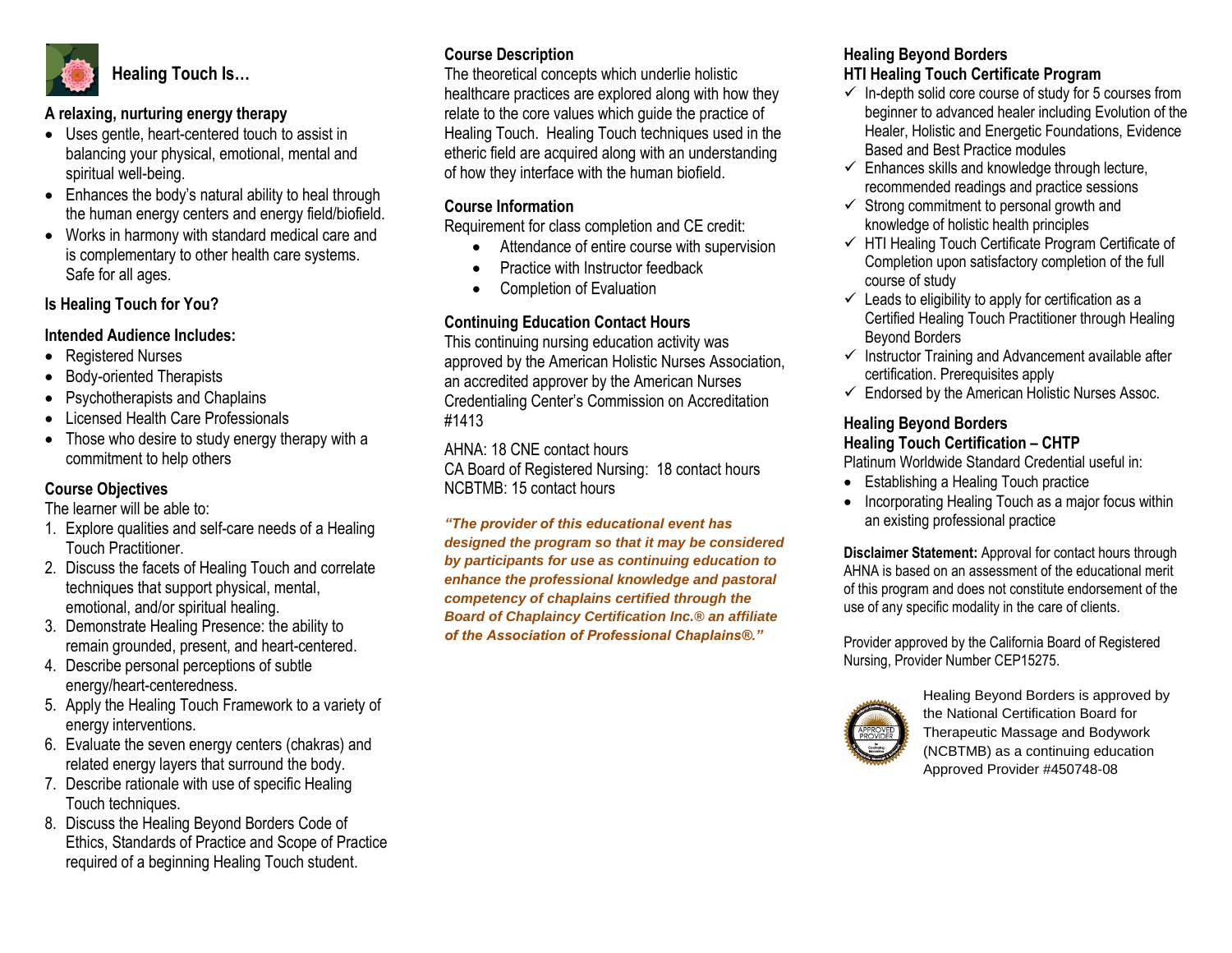## Healing Touch Is…

### A relaxing, nurturing energy therapy

- Uses gentle, heart-centered touch to assist in balancing your physical, emotional, mental and spiritual well-being.
- Enhances the body's natural ability to heal through the human energy centers and energy field/biofield.
- Works in harmony with standard medical care and is complementary to other health care systems. Safe for all ages.

### Is Healing Touch for You?

### Intended Audience Includes:

- Registered Nurses
- Body-oriented Therapists
- Psychotherapists and Chaplains
- Licensed Health Care Professionals
- Those who desire to study energy therapy with a commitment to help others

### Course Objectives

The learner will be able to:

1. Explore qualities and self-care needs of a Healing Touch Practitioner.
2. Discuss the facets of Healing Touch and correlate techniques that support physical, mental, emotional, and/or spiritual healing.
3. Demonstrate Healing Presence: the ability to remain grounded, present, and heart-centered.
4. Describe personal perceptions of subtle energy/heart-centeredness.
5. Apply the Healing Touch Framework to a variety of energy interventions.
6. Evaluate the seven energy centers (chakras) and related energy layers that surround the body.
7. Describe rationale with use of specific Healing Touch techniques.
8. Discuss the Healing Beyond Borders Code of Ethics, Standards of Practice and Scope of Practice required of a beginning Healing Touch student.

### Course Description

The theoretical concepts which underlie holistic healthcare practices are explored along with how they relate to the core values which guide the practice of Healing Touch. Healing Touch techniques used in the etheric field are acquired along with an understanding of how they interface with the human biofield.

### Course Information

Requirement for class completion and CE credit:

- Attendance of entire course with supervision
- Practice with Instructor feedback
- Completion of Evaluation

### Continuing Education Contact Hours

This continuing nursing education activity was approved by the American Holistic Nurses Association, an accredited approver by the American Nurses Credentialing Center's Commission on Accreditation #1413

AHNA: 18 CNE contact hours
CA Board of Registered Nursing: 18 contact hours
NCBTMB: 15 contact hours

***"The provider of this educational event has designed the program so that it may be considered by participants for use as continuing education to enhance the professional knowledge and pastoral competency of chaplains certified through the Board of Chaplaincy Certification Inc.® an affiliate of the Association of Professional Chaplains®."***

### Healing Beyond Borders HTI Healing Touch Certificate Program

- ✓ In-depth solid core course of study for 5 courses from beginner to advanced healer including Evolution of the Healer, Holistic and Energetic Foundations, Evidence Based and Best Practice modules
- ✓ Enhances skills and knowledge through lecture, recommended readings and practice sessions
- ✓ Strong commitment to personal growth and knowledge of holistic health principles
- ✓ HTI Healing Touch Certificate Program Certificate of Completion upon satisfactory completion of the full course of study
- ✓ Leads to eligibility to apply for certification as a Certified Healing Touch Practitioner through Healing Beyond Borders
- ✓ Instructor Training and Advancement available after certification. Prerequisites apply
- ✓ Endorsed by the American Holistic Nurses Assoc.

### Healing Beyond Borders Healing Touch Certification – CHTP

Platinum Worldwide Standard Credential useful in:

- Establishing a Healing Touch practice
- Incorporating Healing Touch as a major focus within an existing professional practice

**Disclaimer Statement:** Approval for contact hours through AHNA is based on an assessment of the educational merit of this program and does not constitute endorsement of the use of any specific modality in the care of clients.

Provider approved by the California Board of Registered Nursing, Provider Number CEP15275.

Healing Beyond Borders is approved by the National Certification Board for Therapeutic Massage and Bodywork (NCBTMB) as a continuing education Approved Provider #450748-08